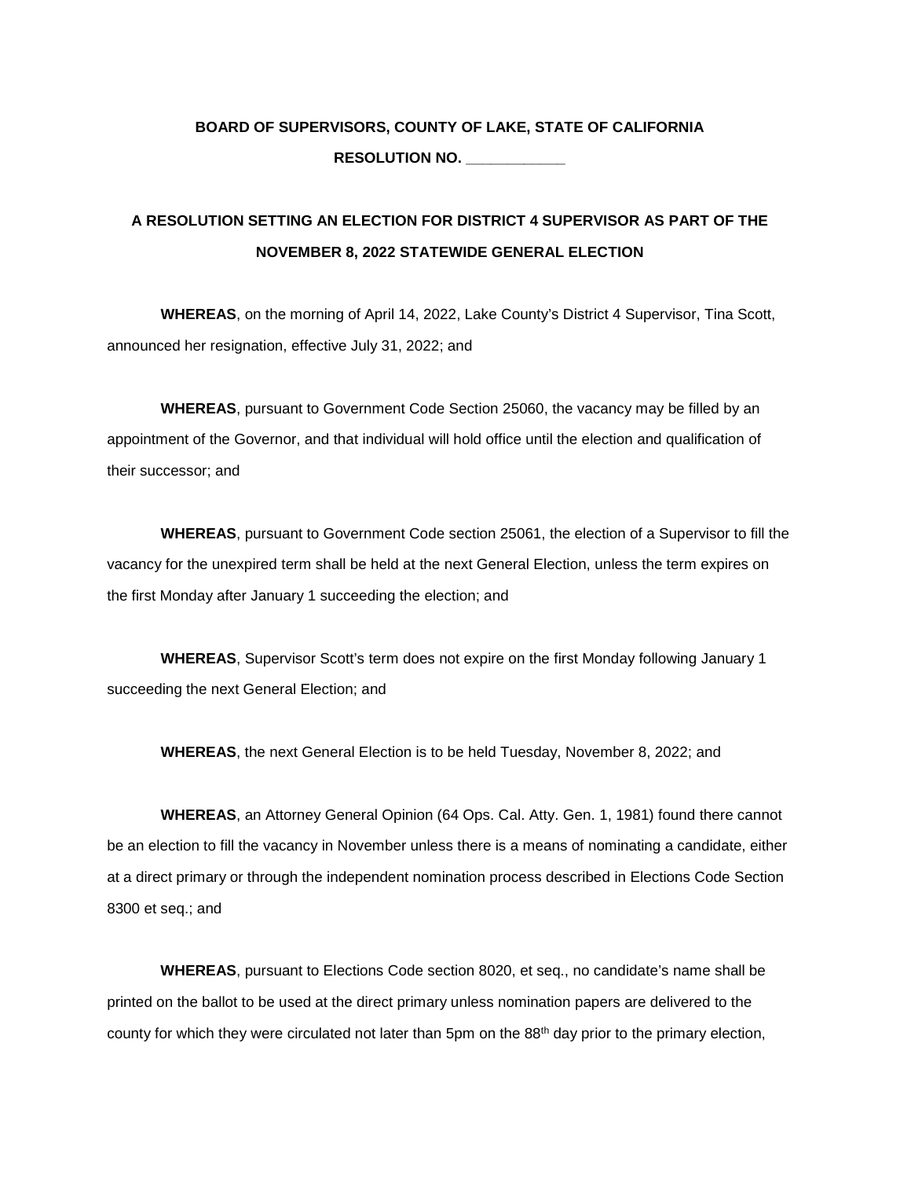**BOARD OF SUPERVISORS, COUNTY OF LAKE, STATE OF CALIFORNIA**

**RESOLUTION NO. \_\_\_\_\_\_\_\_\_\_\_\_**

**A RESOLUTION SETTING AN ELECTION FOR DISTRICT 4 SUPERVISOR AS PART OF THE NOVEMBER 8, 2022 STATEWIDE GENERAL ELECTION**

**WHEREAS**, on the morning of April 14, 2022, Lake County's District 4 Supervisor, Tina Scott, announced her resignation, effective July 31, 2022; and

**WHEREAS**, pursuant to Government Code Section 25060, the vacancy may be filled by an appointment of the Governor, and that individual will hold office until the election and qualification of their successor; and

**WHEREAS**, pursuant to Government Code section 25061, the election of a Supervisor to fill the vacancy for the unexpired term shall be held at the next General Election, unless the term expires on the first Monday after January 1 succeeding the election; and

**WHEREAS**, Supervisor Scott's term does not expire on the first Monday following January 1 succeeding the next General Election; and

**WHEREAS**, the next General Election is to be held Tuesday, November 8, 2022; and

**WHEREAS**, an Attorney General Opinion (64 Ops. Cal. Atty. Gen. 1, 1981) found there cannot be an election to fill the vacancy in November unless there is a means of nominating a candidate, either at a direct primary or through the independent nomination process described in Elections Code Section 8300 et seq.; and

**WHEREAS**, pursuant to Elections Code section 8020, et seq., no candidate's name shall be printed on the ballot to be used at the direct primary unless nomination papers are delivered to the county for which they were circulated not later than 5pm on the 88th day prior to the primary election,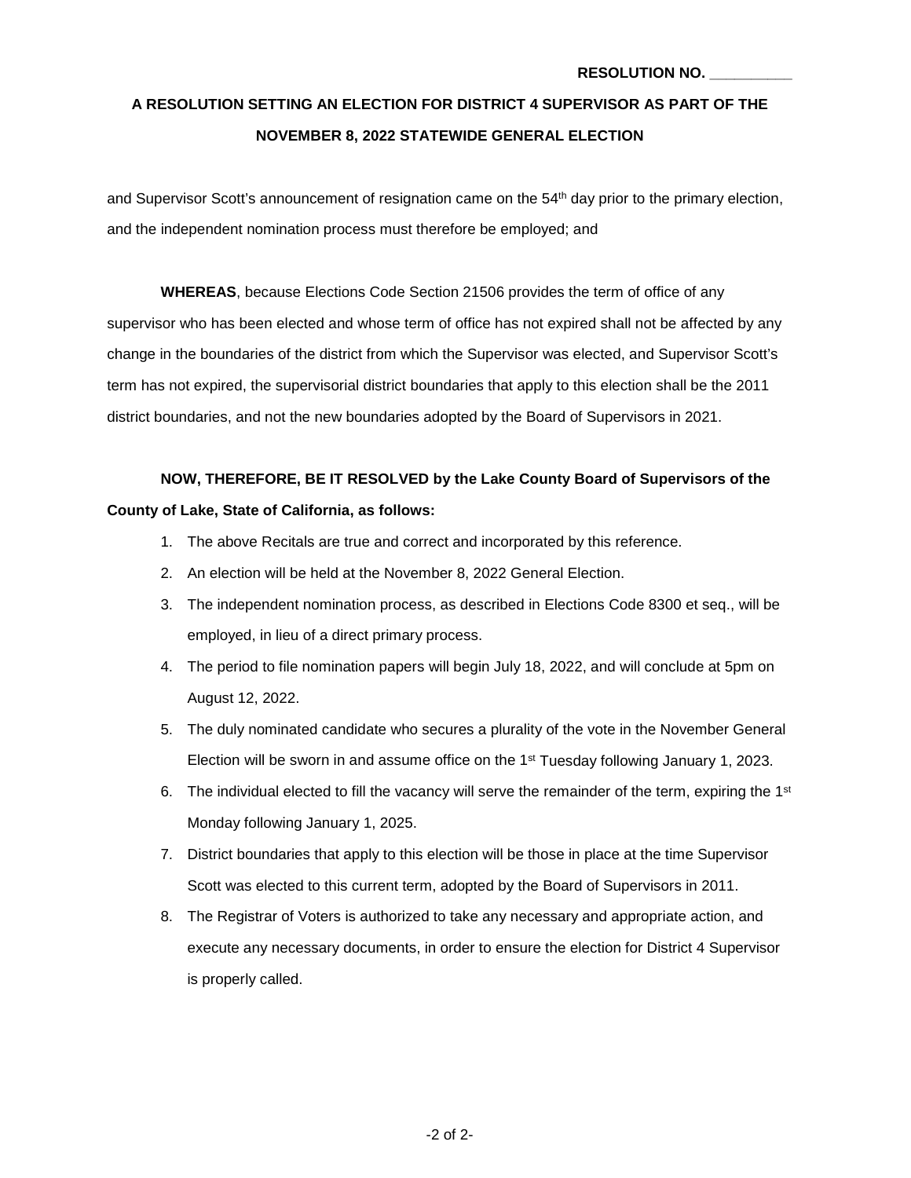**RESOLUTION NO. __________**

**A RESOLUTION SETTING AN ELECTION FOR DISTRICT 4 SUPERVISOR AS PART OF THE NOVEMBER 8, 2022 STATEWIDE GENERAL ELECTION**

and Supervisor Scott's announcement of resignation came on the 54th day prior to the primary election, and the independent nomination process must therefore be employed; and

**WHEREAS**, because Elections Code Section 21506 provides the term of office of any supervisor who has been elected and whose term of office has not expired shall not be affected by any change in the boundaries of the district from which the Supervisor was elected, and Supervisor Scott's term has not expired, the supervisorial district boundaries that apply to this election shall be the 2011 district boundaries, and not the new boundaries adopted by the Board of Supervisors in 2021.

**NOW, THEREFORE, BE IT RESOLVED by the Lake County Board of Supervisors of the County of Lake, State of California, as follows:**

1. The above Recitals are true and correct and incorporated by this reference.
2. An election will be held at the November 8, 2022 General Election.
3. The independent nomination process, as described in Elections Code 8300 et seq., will be employed, in lieu of a direct primary process.
4. The period to file nomination papers will begin July 18, 2022, and will conclude at 5pm on August 12, 2022.
5. The duly nominated candidate who secures a plurality of the vote in the November General Election will be sworn in and assume office on the 1st Tuesday following January 1, 2023.
6. The individual elected to fill the vacancy will serve the remainder of the term, expiring the 1st Monday following January 1, 2025.
7. District boundaries that apply to this election will be those in place at the time Supervisor Scott was elected to this current term, adopted by the Board of Supervisors in 2011.
8. The Registrar of Voters is authorized to take any necessary and appropriate action, and execute any necessary documents, in order to ensure the election for District 4 Supervisor is properly called.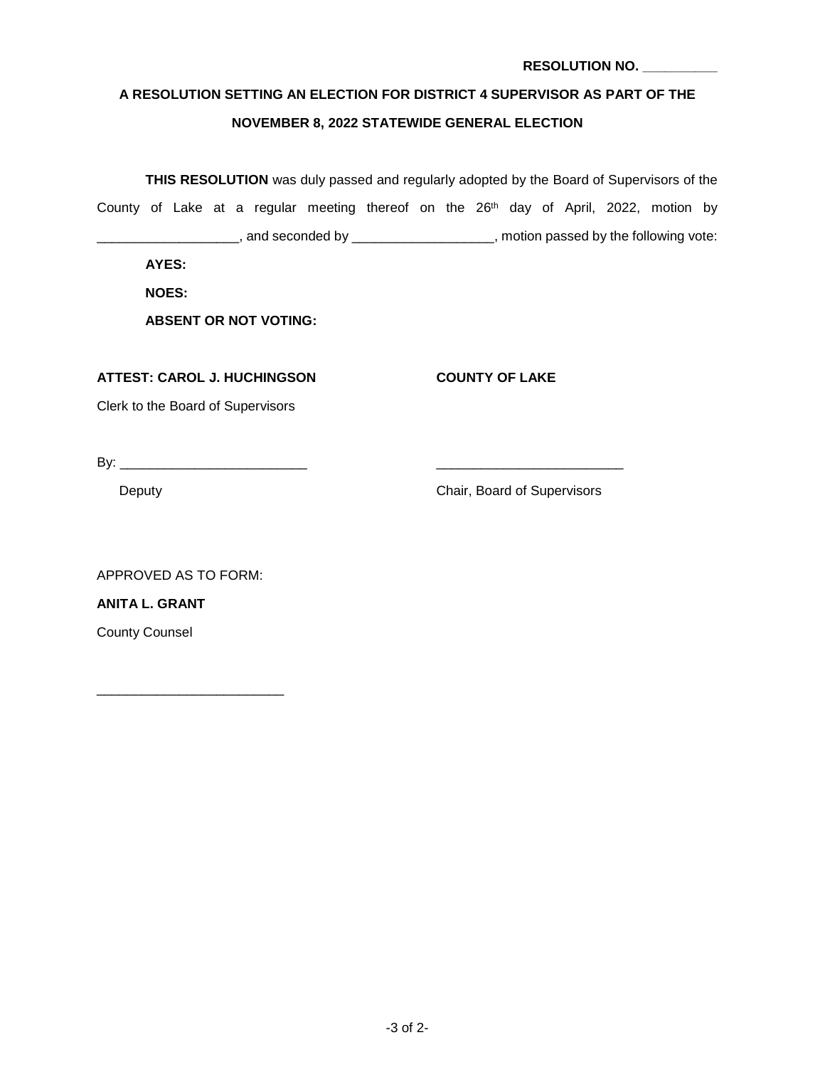**RESOLUTION NO. __________**

**A RESOLUTION SETTING AN ELECTION FOR DISTRICT 4 SUPERVISOR AS PART OF THE NOVEMBER 8, 2022 STATEWIDE GENERAL ELECTION**

**THIS RESOLUTION** was duly passed and regularly adopted by the Board of Supervisors of the County of Lake at a regular meeting thereof on the 26th day of April, 2022, motion by ___________________, and seconded by ___________________, motion passed by the following vote:

**AYES:**

**NOES:**

**ABSENT OR NOT VOTING:**

**ATTEST: CAROL J. HUCHINGSON**

Clerk to the Board of Supervisors

By: _________________________

Deputy

**COUNTY OF LAKE**

_________________________

Chair, Board of Supervisors

APPROVED AS TO FORM:

**ANITA L. GRANT**

County Counsel

_________________________